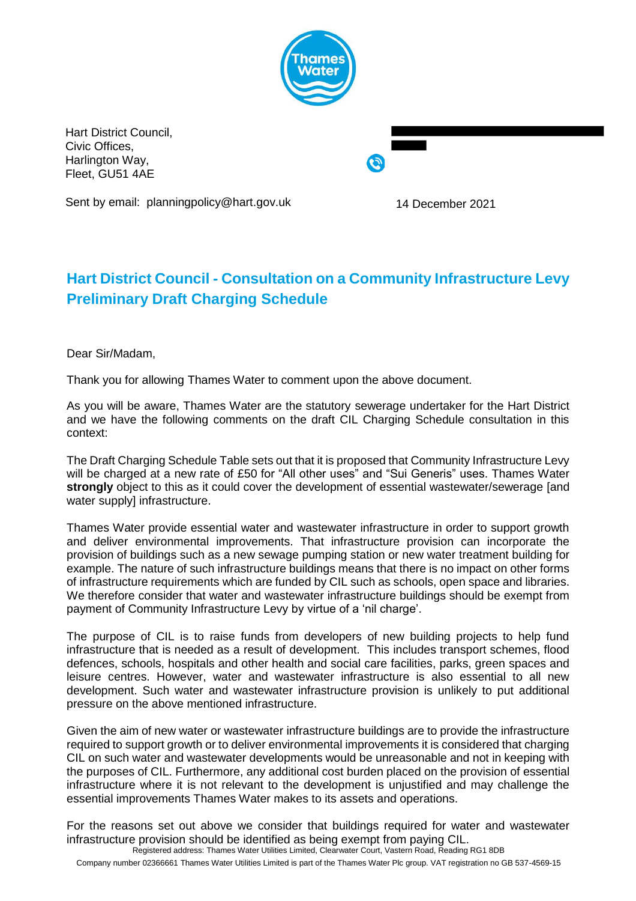Hart District Council,
Civic Offices,
Harlington Way,
Fleet, GU51 4AE

Sent by email: planningpolicy@hart.gov.uk

14 December 2021

## Hart District Council - Consultation on a Community Infrastructure Levy Preliminary Draft Charging Schedule

Dear Sir/Madam,

Thank you for allowing Thames Water to comment upon the above document.

As you will be aware, Thames Water are the statutory sewerage undertaker for the Hart District and we have the following comments on the draft CIL Charging Schedule consultation in this context:

The Draft Charging Schedule Table sets out that it is proposed that Community Infrastructure Levy will be charged at a new rate of £50 for "All other uses" and "Sui Generis" uses. Thames Water **strongly** object to this as it could cover the development of essential wastewater/sewerage [and water supply] infrastructure.

Thames Water provide essential water and wastewater infrastructure in order to support growth and deliver environmental improvements. That infrastructure provision can incorporate the provision of buildings such as a new sewage pumping station or new water treatment building for example. The nature of such infrastructure buildings means that there is no impact on other forms of infrastructure requirements which are funded by CIL such as schools, open space and libraries. We therefore consider that water and wastewater infrastructure buildings should be exempt from payment of Community Infrastructure Levy by virtue of a 'nil charge'.

The purpose of CIL is to raise funds from developers of new building projects to help fund infrastructure that is needed as a result of development. This includes transport schemes, flood defences, schools, hospitals and other health and social care facilities, parks, green spaces and leisure centres. However, water and wastewater infrastructure is also essential to all new development. Such water and wastewater infrastructure provision is unlikely to put additional pressure on the above mentioned infrastructure.

Given the aim of new water or wastewater infrastructure buildings are to provide the infrastructure required to support growth or to deliver environmental improvements it is considered that charging CIL on such water and wastewater developments would be unreasonable and not in keeping with the purposes of CIL. Furthermore, any additional cost burden placed on the provision of essential infrastructure where it is not relevant to the development is unjustified and may challenge the essential improvements Thames Water makes to its assets and operations.

For the reasons set out above we consider that buildings required for water and wastewater infrastructure provision should be identified as being exempt from paying CIL.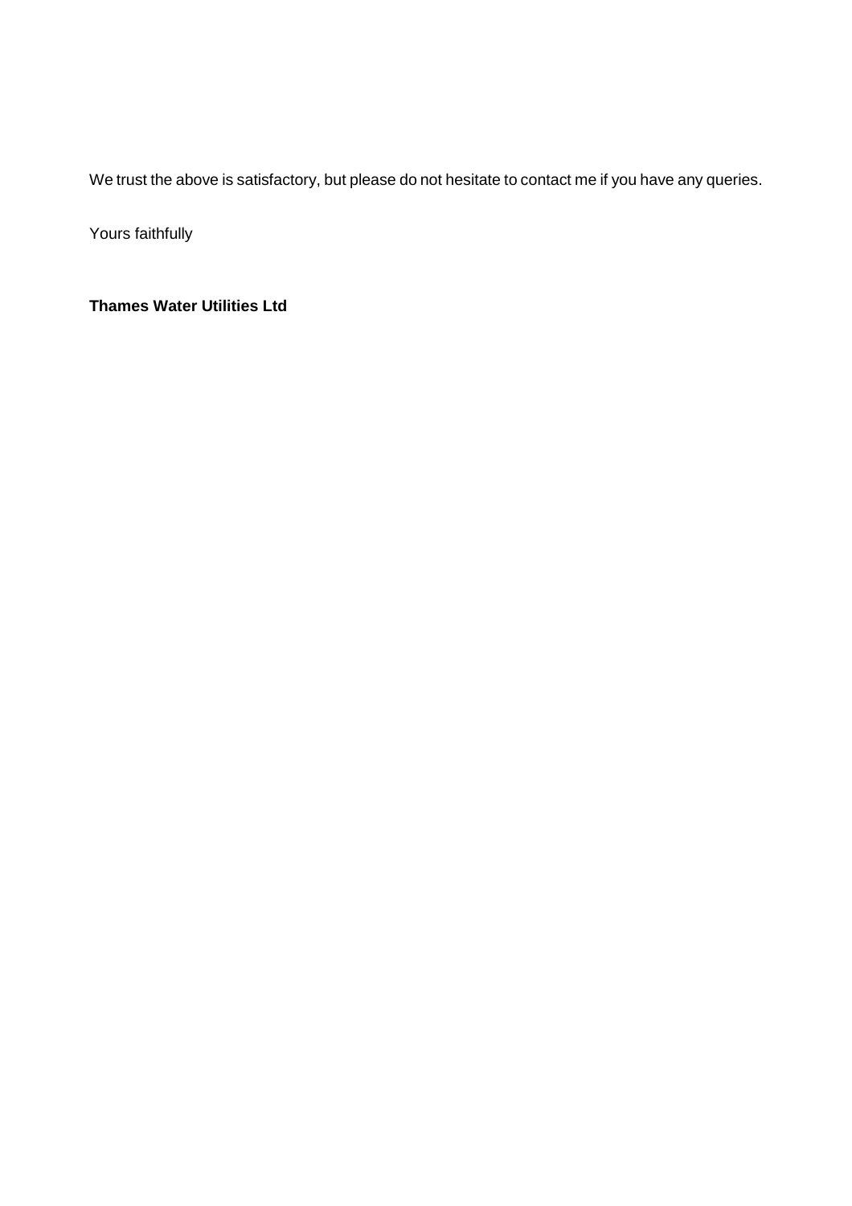We trust the above is satisfactory, but please do not hesitate to contact me if you have any queries.

Yours faithfully

**Thames Water Utilities Ltd**